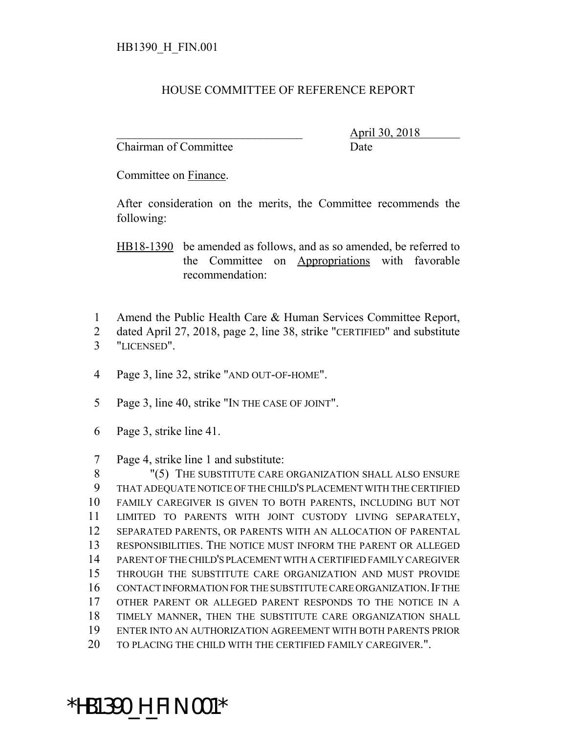HB1390_H_FIN.001

# HOUSE COMMITTEE OF REFERENCE REPORT

________________________________ April 30, 2018
Chairman of Committee Date

Committee on Finance.

After consideration on the merits, the Committee recommends the following:

HB18-1390 be amended as follows, and as so amended, be referred to the Committee on Appropriations with favorable recommendation:

1 Amend the Public Health Care & Human Services Committee Report,
2 dated April 27, 2018, page 2, line 38, strike "CERTIFIED" and substitute
3 "LICENSED".

4 Page 3, line 32, strike "AND OUT-OF-HOME".

5 Page 3, line 40, strike "IN THE CASE OF JOINT".

6 Page 3, strike line 41.

7 Page 4, strike line 1 and substitute:
8 "(5) THE SUBSTITUTE CARE ORGANIZATION SHALL ALSO ENSURE
9 THAT ADEQUATE NOTICE OF THE CHILD'S PLACEMENT WITH THE CERTIFIED
10 FAMILY CAREGIVER IS GIVEN TO BOTH PARENTS, INCLUDING BUT NOT
11 LIMITED TO PARENTS WITH JOINT CUSTODY LIVING SEPARATELY,
12 SEPARATED PARENTS, OR PARENTS WITH AN ALLOCATION OF PARENTAL
13 RESPONSIBILITIES. THE NOTICE MUST INFORM THE PARENT OR ALLEGED
14 PARENT OF THE CHILD'S PLACEMENT WITH A CERTIFIED FAMILY CAREGIVER
15 THROUGH THE SUBSTITUTE CARE ORGANIZATION AND MUST PROVIDE
16 CONTACT INFORMATION FOR THE SUBSTITUTE CARE ORGANIZATION. IF THE
17 OTHER PARENT OR ALLEGED PARENT RESPONDS TO THE NOTICE IN A
18 TIMELY MANNER, THEN THE SUBSTITUTE CARE ORGANIZATION SHALL
19 ENTER INTO AN AUTHORIZATION AGREEMENT WITH BOTH PARENTS PRIOR
20 TO PLACING THE CHILD WITH THE CERTIFIED FAMILY CAREGIVER.".

*HB1390_H_FIN.001*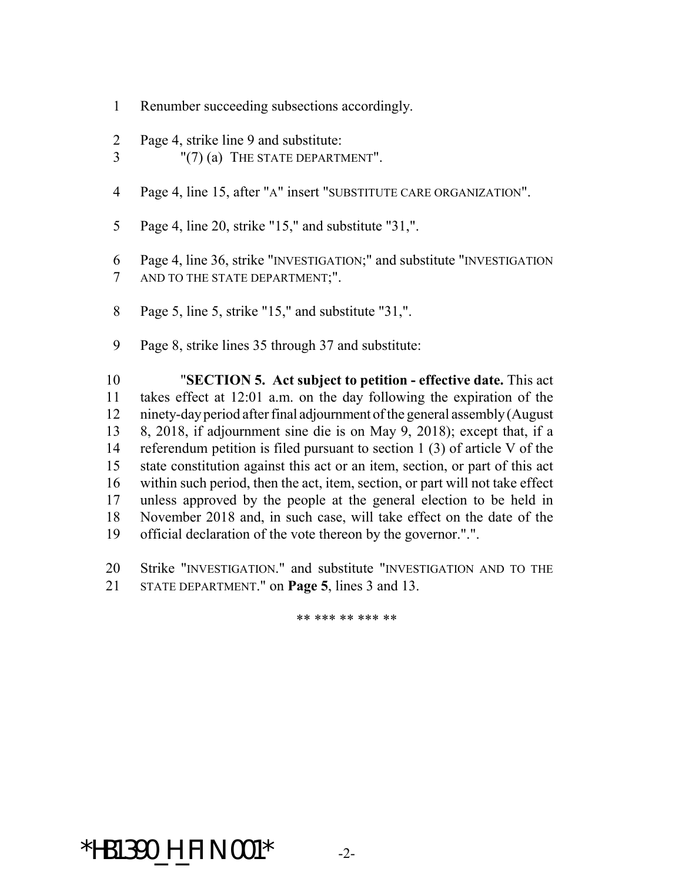Renumber succeeding subsections accordingly.

Page 4, strike line 9 and substitute:
"(7) (a) THE STATE DEPARTMENT".

Page 4, line 15, after "A" insert "SUBSTITUTE CARE ORGANIZATION".

Page 4, line 20, strike "15," and substitute "31,".

Page 4, line 36, strike "INVESTIGATION;" and substitute "INVESTIGATION AND TO THE STATE DEPARTMENT;".

Page 5, line 5, strike "15," and substitute "31,".

Page 8, strike lines 35 through 37 and substitute:

"**SECTION 5. Act subject to petition - effective date.** This act takes effect at 12:01 a.m. on the day following the expiration of the ninety-day period after final adjournment of the general assembly (August 8, 2018, if adjournment sine die is on May 9, 2018); except that, if a referendum petition is filed pursuant to section 1 (3) of article V of the state constitution against this act or an item, section, or part of this act within such period, then the act, item, section, or part will not take effect unless approved by the people at the general election to be held in November 2018 and, in such case, will take effect on the date of the official declaration of the vote thereon by the governor.".".

Strike "INVESTIGATION." and substitute "INVESTIGATION AND TO THE STATE DEPARTMENT." on **Page 5**, lines 3 and 13.

** *** ** *** **

*HB1390_H_FIN.001*